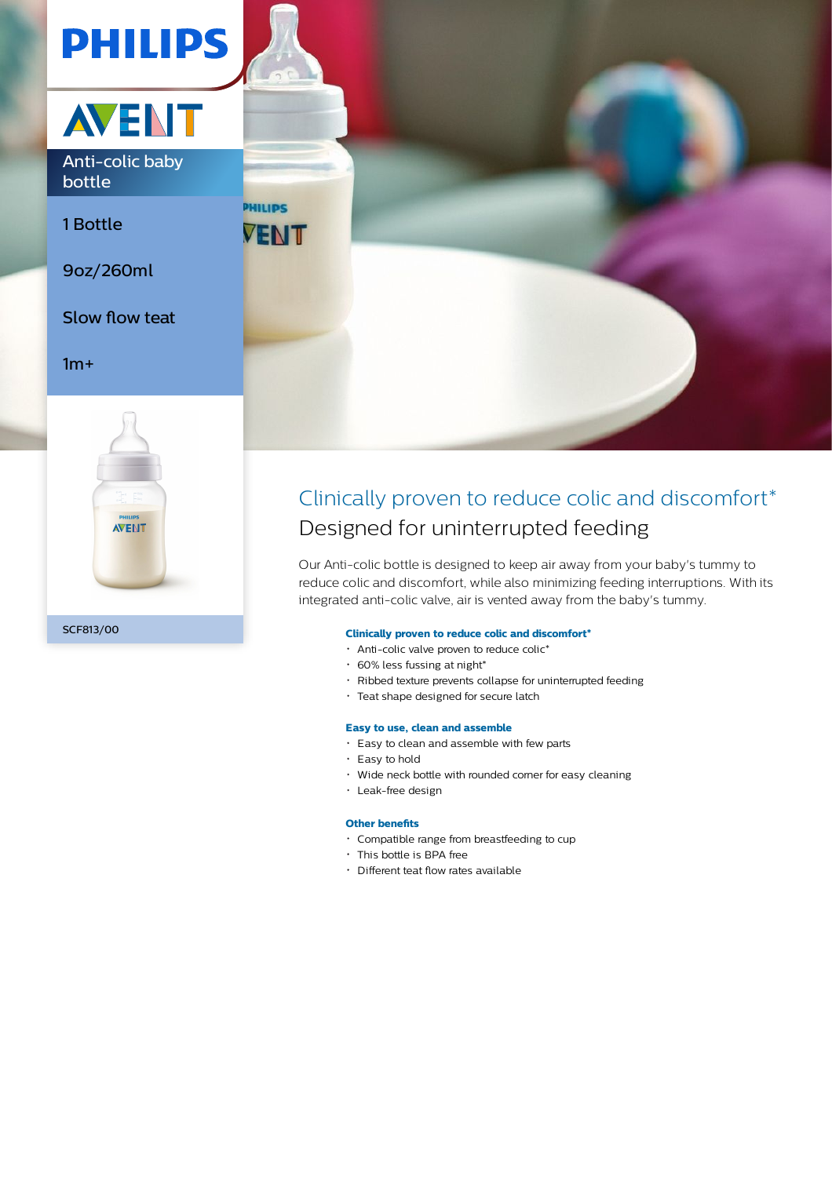# PHILIPS AVENT

Anti-colic baby bottle

1 Bottle

9oz/260ml

Slow flow teat

1m+

SCF813/00

## Clinically proven to reduce colic and discomfort*

### Designed for uninterrupted feeding

Our Anti-colic bottle is designed to keep air away from your baby's tummy to reduce colic and discomfort, while also minimizing feeding interruptions. With its integrated anti-colic valve, air is vented away from the baby's tummy.

**Clinically proven to reduce colic and discomfort***

- Anti-colic valve proven to reduce colic*
- 60% less fussing at night*
- Ribbed texture prevents collapse for uninterrupted feeding
- Teat shape designed for secure latch

**Easy to use, clean and assemble**

- Easy to clean and assemble with few parts
- Easy to hold
- Wide neck bottle with rounded corner for easy cleaning
- Leak-free design

**Other benefits**

- Compatible range from breastfeeding to cup
- This bottle is BPA free
- Different teat flow rates available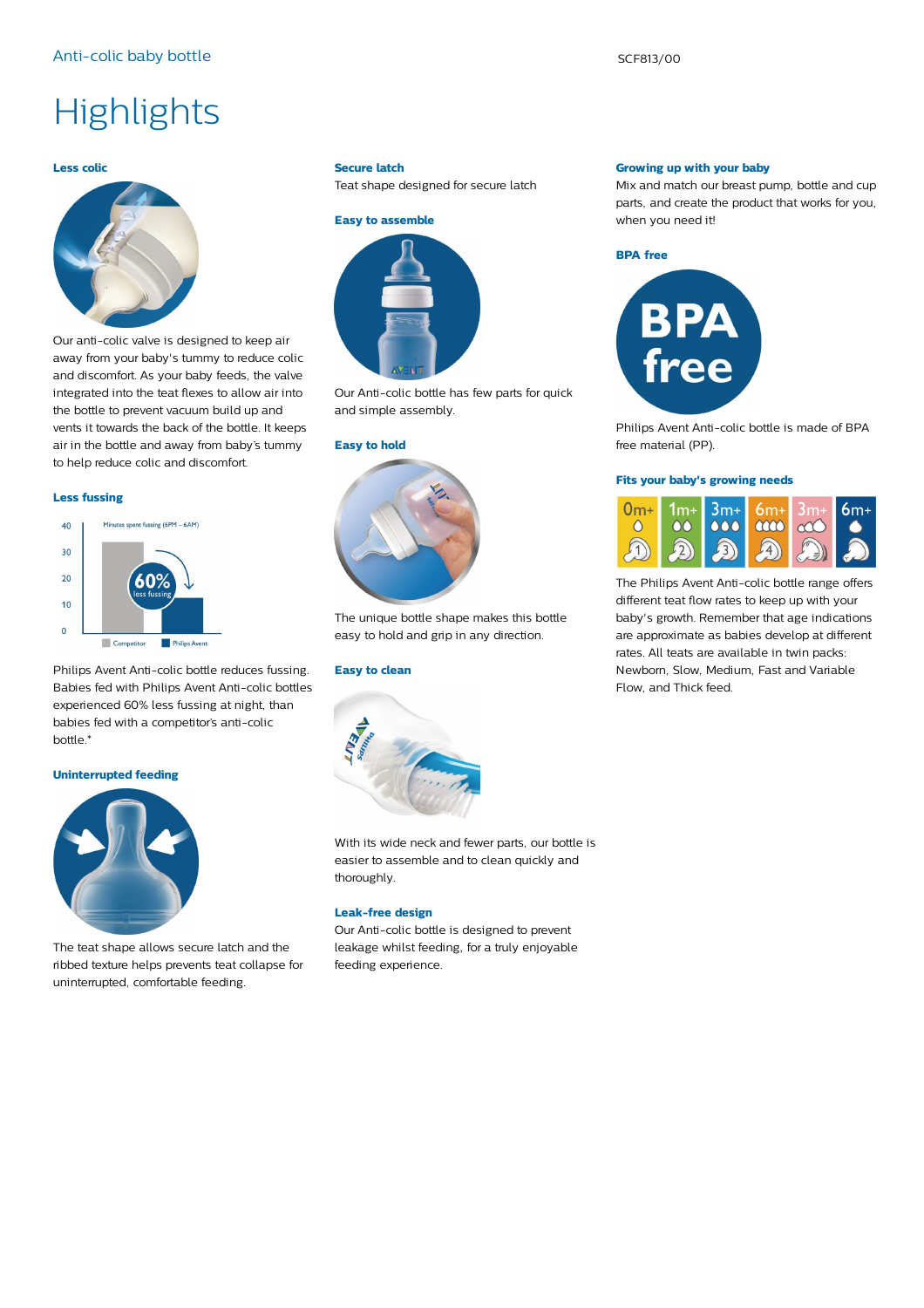Anti-colic baby bottle

SCF813/00

# Highlights

### Less colic

Our anti-colic valve is designed to keep air away from your baby's tummy to reduce colic and discomfort. As your baby feeds, the valve integrated into the teat flexes to allow air into the bottle to prevent vacuum build up and vents it towards the back of the bottle. It keeps air in the bottle and away from baby's tummy to help reduce colic and discomfort.

### Less fussing

Philips Avent Anti-colic bottle reduces fussing. Babies fed with Philips Avent Anti-colic bottles experienced 60% less fussing at night, than babies fed with a competitor's anti-colic bottle.*

### Uninterrupted feeding

The teat shape allows secure latch and the ribbed texture helps prevents teat collapse for uninterrupted, comfortable feeding.

### Secure latch

Teat shape designed for secure latch

### Easy to assemble

Our Anti-colic bottle has few parts for quick and simple assembly.

### Easy to hold

The unique bottle shape makes this bottle easy to hold and grip in any direction.

### Easy to clean

With its wide neck and fewer parts, our bottle is easier to assemble and to clean quickly and thoroughly.

### Leak-free design

Our Anti-colic bottle is designed to prevent leakage whilst feeding, for a truly enjoyable feeding experience.

### Growing up with your baby

Mix and match our breast pump, bottle and cup parts, and create the product that works for you, when you need it!

### BPA free

Philips Avent Anti-colic bottle is made of BPA free material (PP).

### Fits your baby's growing needs

The Philips Avent Anti-colic bottle range offers different teat flow rates to keep up with your baby's growth. Remember that age indications are approximate as babies develop at different rates. All teats are available in twin packs: Newborn, Slow, Medium, Fast and Variable Flow, and Thick feed.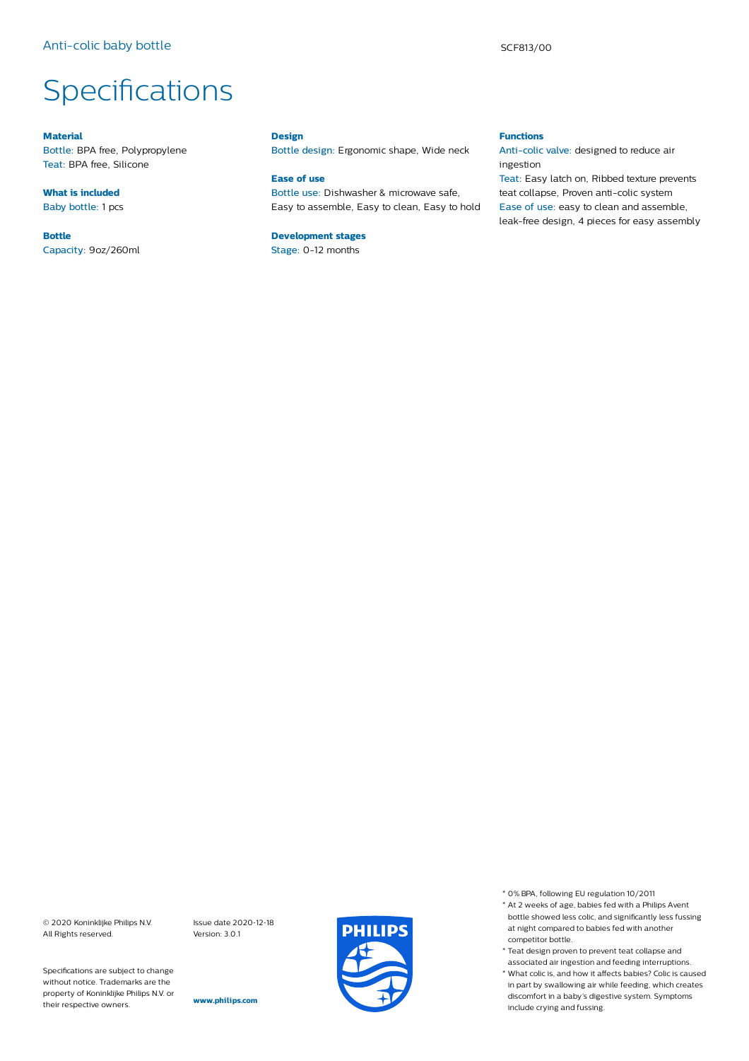# Specifications

SCF813/00

**Material**
Bottle: BPA free, Polypropylene
Teat: BPA free, Silicone

**What is included**
Baby bottle: 1 pcs

**Bottle**
Capacity: 9oz/260ml

**Design**
Bottle design: Ergonomic shape, Wide neck

**Ease of use**
Bottle use: Dishwasher & microwave safe, Easy to assemble, Easy to clean, Easy to hold

**Development stages**
Stage: 0-12 months

**Functions**
Anti-colic valve: designed to reduce air ingestion
Teat: Easy latch on, Ribbed texture prevents teat collapse, Proven anti-colic system
Ease of use: easy to clean and assemble, leak-free design, 4 pieces for easy assembly

© 2020 Koninklijke Philips N.V.
All Rights reserved.

Issue date 2020-12-18
Version: 3.0.1

Specifications are subject to change without notice. Trademarks are the property of Koninklijke Philips N.V. or their respective owners.

www.philips.com

* 0% BPA, following EU regulation 10/2011
* At 2 weeks of age, babies fed with a Philips Avent bottle showed less colic, and significantly less fussing at night compared to babies fed with another competitor bottle.
* Teat design proven to prevent teat collapse and associated air ingestion and feeding interruptions.
* What colic is, and how it affects babies? Colic is caused in part by swallowing air while feeding, which creates discomfort in a baby's digestive system. Symptoms include crying and fussing.